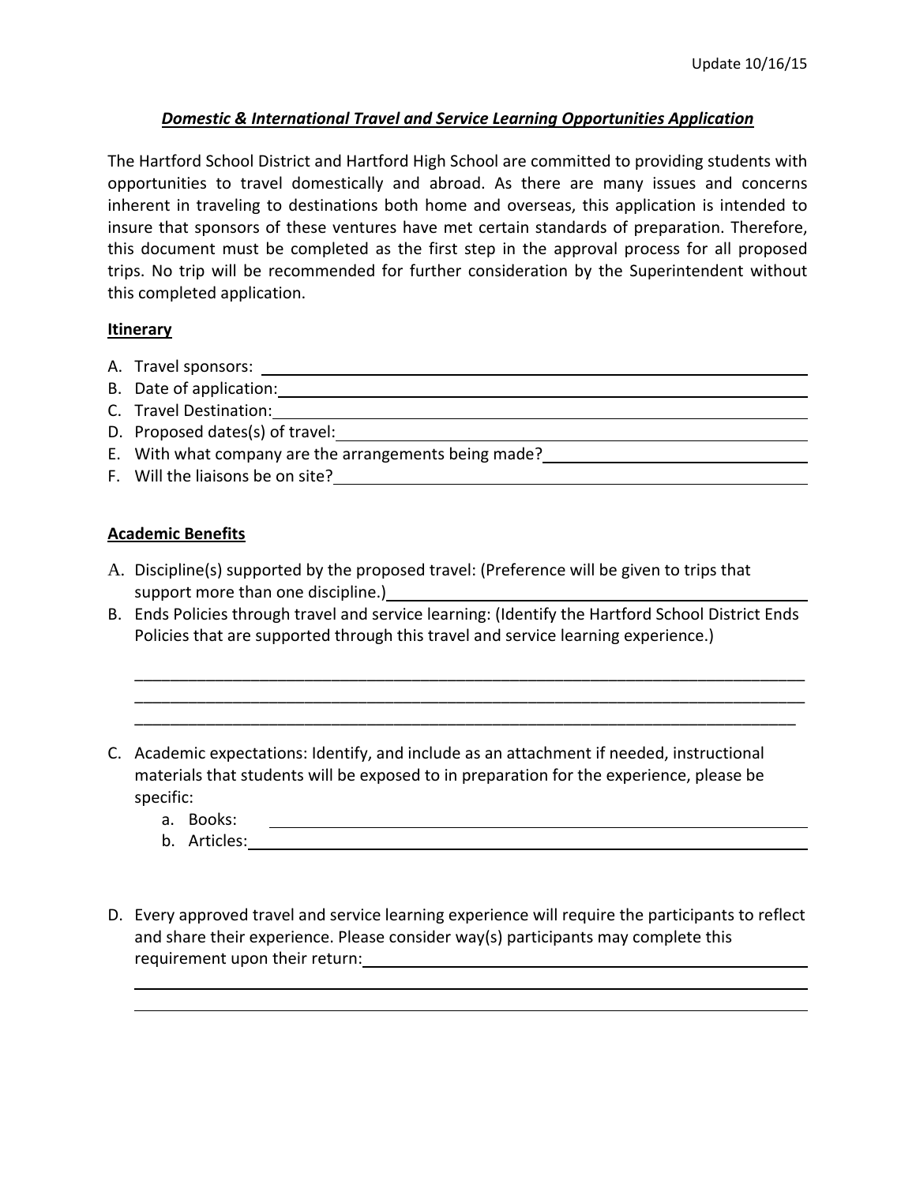Update 10/16/15

# ***Domestic & International Travel and Service Learning Opportunities Application***

The Hartford School District and Hartford High School are committed to providing students with opportunities to travel domestically and abroad. As there are many issues and concerns inherent in traveling to destinations both home and overseas, this application is intended to insure that sponsors of these ventures have met certain standards of preparation. Therefore, this document must be completed as the first step in the approval process for all proposed trips. No trip will be recommended for further consideration by the Superintendent without this completed application.

## Itinerary

A. Travel sponsors: ______________________________

B. Date of application: ______________________________

C. Travel Destination: ______________________________

D. Proposed dates(s) of travel: ______________________________

E. With what company are the arrangements being made? ______________________________

F. Will the liaisons be on site? ______________________________

## Academic Benefits

A. Discipline(s) supported by the proposed travel: (Preference will be given to trips that support more than one discipline.) ______________________________

B. Ends Policies through travel and service learning: (Identify the Hartford School District Ends Policies that are supported through this travel and service learning experience.)

______________________________________________________________________________

______________________________________________________________________________

______________________________________________________________________________

C. Academic expectations: Identify, and include as an attachment if needed, instructional materials that students will be exposed to in preparation for the experience, please be specific:

   a. Books: ______________________________

   b. Articles: ______________________________

D. Every approved travel and service learning experience will require the participants to reflect and share their experience. Please consider way(s) participants may complete this requirement upon their return: ______________________________

______________________________________________________________________________

______________________________________________________________________________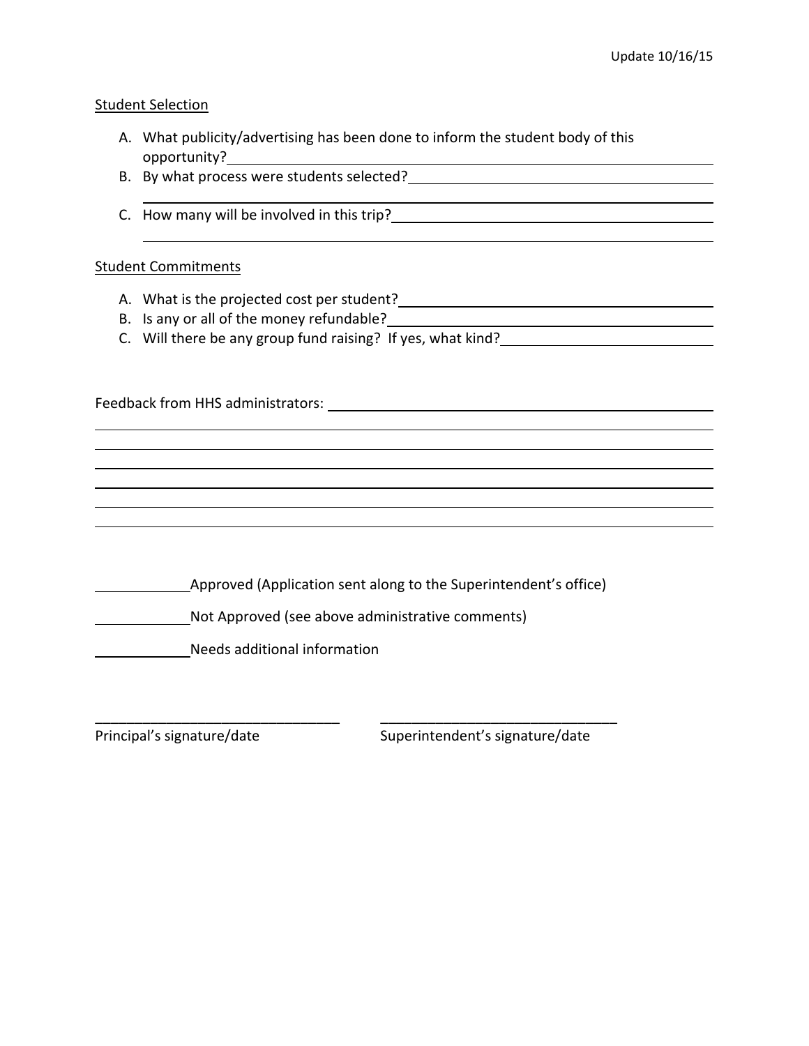Student Selection

A. What publicity/advertising has been done to inform the student body of this opportunity?\_\_\_\_\_\_\_\_\_\_\_\_\_\_\_\_\_\_\_\_\_\_\_\_\_\_\_\_\_\_\_\_\_\_\_\_\_\_\_\_
B. By what process were students selected?\_\_\_\_\_\_\_\_\_\_\_\_\_\_\_\_\_\_\_\_\_\_\_\_\_\_\_\_\_\_\_\_\_\_\_\_\_\_\_\_
\_\_\_\_\_\_\_\_\_\_\_\_\_\_\_\_\_\_\_\_\_\_\_\_\_\_\_\_\_\_\_\_\_\_\_\_\_\_\_\_\_\_\_\_\_\_\_\_\_\_\_\_\_\_\_\_\_\_\_\_\_\_\_\_\_\_\_\_\_\_\_\_\_\_\_\_\_\_
C. How many will be involved in this trip?\_\_\_\_\_\_\_\_\_\_\_\_\_\_\_\_\_\_\_\_\_\_\_\_\_\_\_\_\_\_\_\_\_\_\_\_\_\_\_\_
\_\_\_\_\_\_\_\_\_\_\_\_\_\_\_\_\_\_\_\_\_\_\_\_\_\_\_\_\_\_\_\_\_\_\_\_\_\_\_\_\_\_\_\_\_\_\_\_\_\_\_\_\_\_\_\_\_\_\_\_\_\_\_\_\_\_\_\_\_\_\_\_\_\_\_\_\_\_

Student Commitments

A. What is the projected cost per student?\_\_\_\_\_\_\_\_\_\_\_\_\_\_\_\_\_\_\_\_\_\_\_\_\_\_\_\_\_\_\_\_\_\_\_\_\_\_\_\_
B. Is any or all of the money refundable?\_\_\_\_\_\_\_\_\_\_\_\_\_\_\_\_\_\_\_\_\_\_\_\_\_\_\_\_\_\_\_\_\_\_\_\_\_\_\_\_
C. Will there be any group fund raising? If yes, what kind?\_\_\_\_\_\_\_\_\_\_\_\_\_\_\_\_\_\_\_\_\_\_\_\_\_\_\_\_

Feedback from HHS administrators: \_\_\_\_\_\_\_\_\_\_\_\_\_\_\_\_\_\_\_\_\_\_\_\_\_\_\_\_\_\_\_\_\_\_\_\_\_\_\_\_\_\_\_\_\_\_\_\_\_\_\_\_\_\_\_\_
\_\_\_\_\_\_\_\_\_\_\_\_\_\_\_\_\_\_\_\_\_\_\_\_\_\_\_\_\_\_\_\_\_\_\_\_\_\_\_\_\_\_\_\_\_\_\_\_\_\_\_\_\_\_\_\_\_\_\_\_\_\_\_\_\_\_\_\_\_\_\_\_\_\_\_\_\_\_\_\_\_\_\_\_\_\_
\_\_\_\_\_\_\_\_\_\_\_\_\_\_\_\_\_\_\_\_\_\_\_\_\_\_\_\_\_\_\_\_\_\_\_\_\_\_\_\_\_\_\_\_\_\_\_\_\_\_\_\_\_\_\_\_\_\_\_\_\_\_\_\_\_\_\_\_\_\_\_\_\_\_\_\_\_\_\_\_\_\_\_\_\_\_
\_\_\_\_\_\_\_\_\_\_\_\_\_\_\_\_\_\_\_\_\_\_\_\_\_\_\_\_\_\_\_\_\_\_\_\_\_\_\_\_\_\_\_\_\_\_\_\_\_\_\_\_\_\_\_\_\_\_\_\_\_\_\_\_\_\_\_\_\_\_\_\_\_\_\_\_\_\_\_\_\_\_\_\_\_\_
\_\_\_\_\_\_\_\_\_\_\_\_\_\_\_\_\_\_\_\_\_\_\_\_\_\_\_\_\_\_\_\_\_\_\_\_\_\_\_\_\_\_\_\_\_\_\_\_\_\_\_\_\_\_\_\_\_\_\_\_\_\_\_\_\_\_\_\_\_\_\_\_\_\_\_\_\_\_\_\_\_\_\_\_\_\_
\_\_\_\_\_\_\_\_\_\_\_\_\_\_\_\_\_\_\_\_\_\_\_\_\_\_\_\_\_\_\_\_\_\_\_\_\_\_\_\_\_\_\_\_\_\_\_\_\_\_\_\_\_\_\_\_\_\_\_\_\_\_\_\_\_\_\_\_\_\_\_\_\_\_\_\_\_\_\_\_\_\_\_\_\_\_
\_\_\_\_\_\_\_\_\_\_\_\_\_\_\_\_\_\_\_\_\_\_\_\_\_\_\_\_\_\_\_\_\_\_\_\_\_\_\_\_\_\_\_\_\_\_\_\_\_\_\_\_\_\_\_\_\_\_\_\_\_\_\_\_\_\_\_\_\_\_\_\_\_\_\_\_\_\_\_\_\_\_\_\_\_\_

\_\_\_\_\_\_\_\_\_\_\_\_Approved (Application sent along to the Superintendent's office)

\_\_\_\_\_\_\_\_\_\_\_\_Not Approved (see above administrative comments)

\_\_\_\_\_\_\_\_\_\_\_\_Needs additional information

\_\_\_\_\_\_\_\_\_\_\_\_\_\_\_\_\_\_\_\_\_\_\_\_\_\_\_\_\_\_\_\_ \_\_\_\_\_\_\_\_\_\_\_\_\_\_\_\_\_\_\_\_\_\_\_\_\_\_\_\_\_\_\_\_
Principal's signature/date Superintendent's signature/date